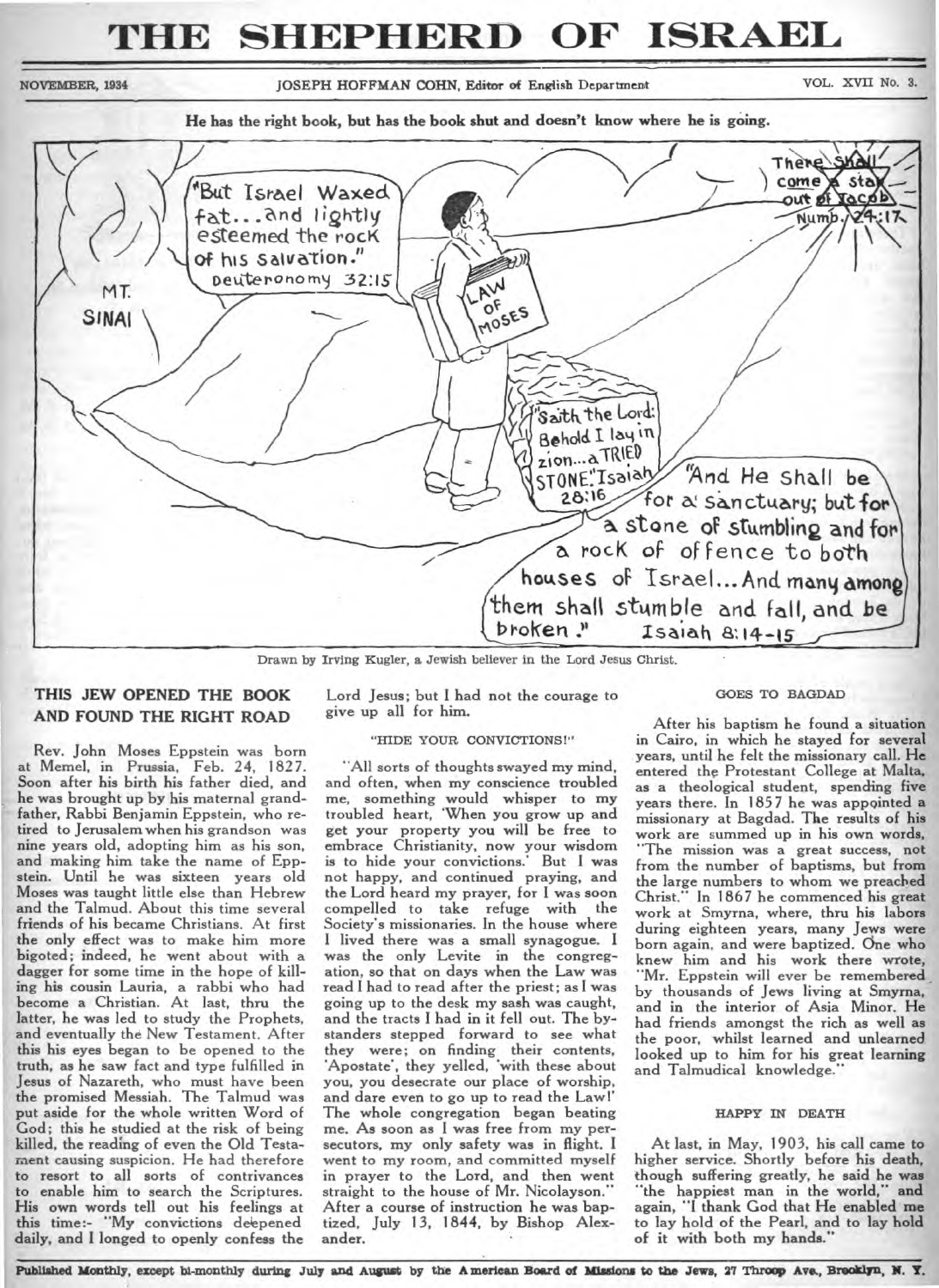# THE SHEPHERD OF ISRAEL

NOVEMBER, 1934 — JOSEPH HOFFMAN COHN, Editor of English Department — VOL. XVII No. 3.

**He has the right book, but has the book shut and doesn't know where he is going.**

"But Israel waxed fat... and lightly esteemed the rock of his salvation." Deuteronomy 32:15

MT. SINAI

LAW OF MOSES

"There shall come a star out of Jacob" Numb. 24:17

"Saith the Lord: Behold I lay in zion... a TRIED STONE." Isaiah 28:16

"And He shall be for a sanctuary; but for a stone of stumbling and for a rock of offence to both houses of Israel... And many among them shall stumble and fall, and be broken." Isaiah 8:14-15

Drawn by Irving Kugler, a Jewish believer in the Lord Jesus Christ.

## THIS JEW OPENED THE BOOK AND FOUND THE RIGHT ROAD

Rev. John Moses Eppstein was born at Memel, in Prussia, Feb. 24, 1827. Soon after his birth his father died, and he was brought up by his maternal grandfather, Rabbi Benjamin Eppstein, who retired to Jerusalem when his grandson was nine years old, adopting him as his son, and making him take the name of Eppstein. Until he was sixteen years old Moses was taught little else than Hebrew and the Talmud. About this time several friends of his became Christians. At first the only effect was to make him more bigoted; indeed, he went about with a dagger for some time in the hope of killing his cousin Lauria, a rabbi who had become a Christian. At last, thru the latter, he was led to study the Prophets, and eventually the New Testament. After this his eyes began to be opened to the truth, as he saw fact and type fulfilled in Jesus of Nazareth, who must have been the promised Messiah. The Talmud was put aside for the whole written Word of God; this he studied at the risk of being killed, the reading of even the Old Testament causing suspicion. He had therefore to resort to all sorts of contrivances to enable him to search the Scriptures. His own words tell out his feelings at this time:- "My convictions deepened daily, and I longed to openly confess the Lord Jesus; but I had not the courage to give up all for him.

### "HIDE YOUR CONVICTIONS!"

"All sorts of thoughts swayed my mind, and often, when my conscience troubled me, something would whisper to my troubled heart, 'When you grow up and get your property you will be free to embrace Christianity, now your wisdom is to hide your convictions.' But I was not happy, and continued praying, and the Lord heard my prayer, for I was soon compelled to take refuge with the Society's missionaries. In the house where I lived there was a small synagogue. I was the only Levite in the congregation, so that on days when the Law was read I had to read after the priest; as I was going up to the desk my sash was caught, and the tracts I had in it fell out. The bystanders stepped forward to see what they were; on finding their contents, 'Apostate', they yelled, 'with these about you, you desecrate our place of worship, and dare even to go up to read the Law!' The whole congregation began beating me. As soon as I was free from my persecutors, my only safety was in flight. I went to my room, and committed myself in prayer to the Lord, and then went straight to the house of Mr. Nicolayson." After a course of instruction he was baptized, July 13, 1844, by Bishop Alexander.

### GOES TO BAGDAD

After his baptism he found a situation in Cairo, in which he stayed for several years, until he felt the missionary call. He entered the Protestant College at Malta, as a theological student, spending five years there. In 1857 he was appointed a missionary at Bagdad. The results of his work are summed up in his own words, "The mission was a great success, not from the number of baptisms, but from the large numbers to whom we preached Christ." In 1867 he commenced his great work at Smyrna, where, thru his labors during eighteen years, many Jews were born again, and were baptized. One who knew him and his work there wrote, "Mr. Eppstein will ever be remembered by thousands of Jews living at Smyrna, and in the interior of Asia Minor. He had friends amongst the rich as well as the poor, whilst learned and unlearned looked up to him for his great learning and Talmudical knowledge."

### HAPPY IN DEATH

At last, in May, 1903, his call came to higher service. Shortly before his death, though suffering greatly, he said he was "the happiest man in the world," and again, "I thank God that He enabled me to lay hold of the Pearl, and to lay hold of it with both my hands."

**Published Monthly, except bi-monthly during July and August by the American Board of Missions to the Jews, 27 Throop Ave., Brooklyn, N. Y.**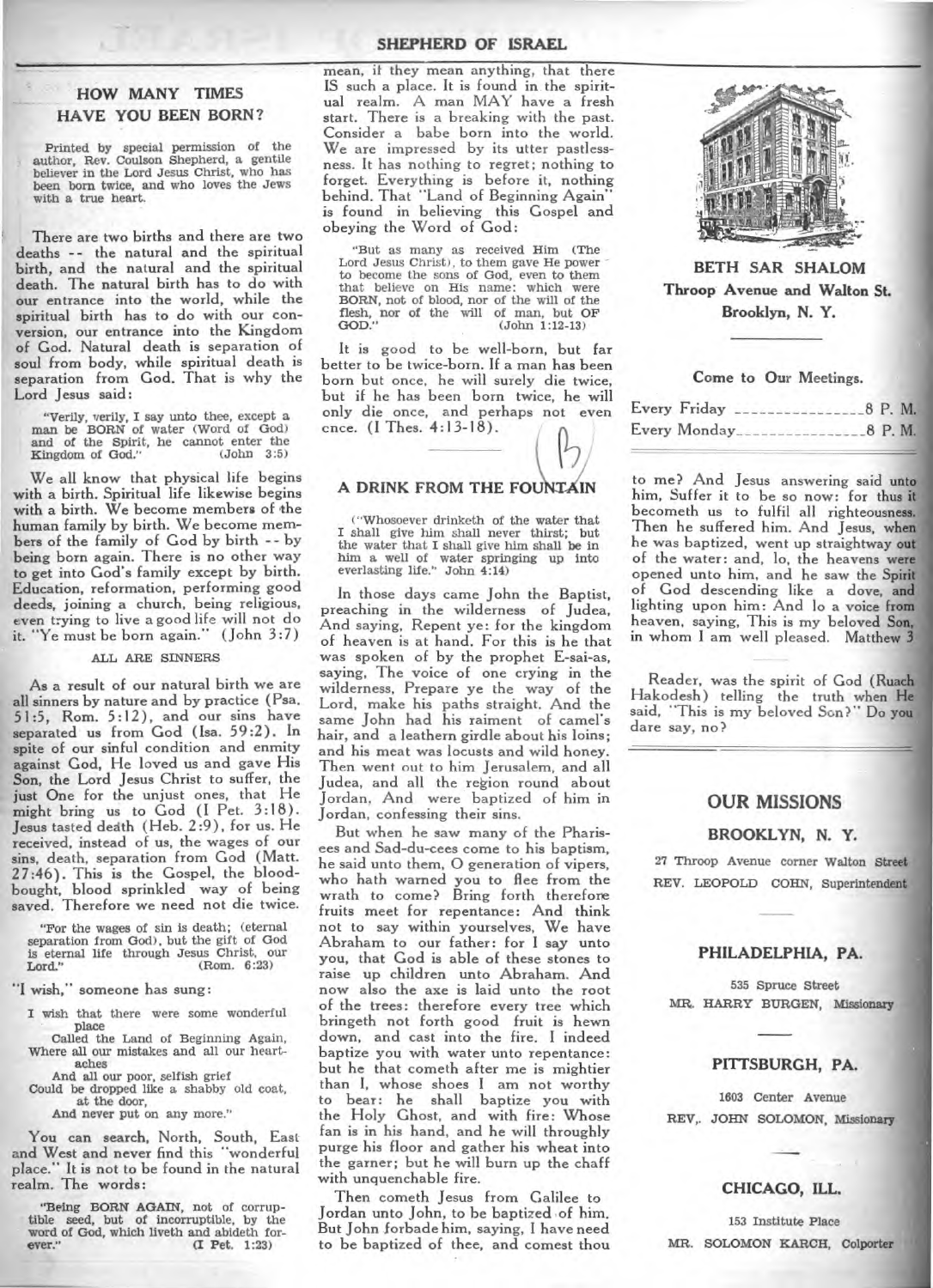## HOW MANY TIMES HAVE YOU BEEN BORN?

Printed by special permission of the author, Rev. Coulson Shepherd, a gentile believer in the Lord Jesus Christ, who has been born twice, and who loves the Jews with a true heart.

There are two births and there are two deaths -- the natural and the spiritual birth, and the natural and the spiritual death. The natural birth has to do with our entrance into the world, while the spiritual birth has to do with our conversion, our entrance into the Kingdom of God. Natural death is separation of soul from body, while spiritual death is separation from God. That is why the Lord Jesus said:

> "Verily, verily, I say unto thee, except a man be BORN of water (Word of God) and of the Spirit, he cannot enter the Kingdom of God." (John 3:5)

We all know that physical life begins with a birth. Spiritual life likewise begins with a birth. We become members of the human family by birth. We become members of the family of God by birth -- by being born again. There is no other way to get into God's family except by birth. Education, reformation, performing good deeds, joining a church, being religious, even trying to live a good life will not do it. "Ye must be born again." (John 3:7)

### ALL ARE SINNERS

As a result of our natural birth we are all sinners by nature and by practice (Psa. 51:5, Rom. 5:12), and our sins have separated us from God (Isa. 59:2). In spite of our sinful condition and enmity against God, He loved us and gave His Son, the Lord Jesus Christ to suffer, the just One for the unjust ones, that He might bring us to God (I Pet. 3:18). Jesus tasted death (Heb. 2:9), for us. He received, instead of us, the wages of our sins, death, separation from God (Matt. 27:46). This is the Gospel, the blood-bought, blood sprinkled way of being saved. Therefore we need not die twice.

> "For the wages of sin is death; (eternal separation from God), but the gift of God is eternal life through Jesus Christ, our Lord." (Rom. 6:23)

"I wish," someone has sung:

> I wish that there were some wonderful place
> Called the Land of Beginning Again,
> Where all our mistakes and all our heartaches
> And all our poor, selfish grief
> Could be dropped like a shabby old coat, at the door,
> And never put on any more."

You can search, North, South, East and West and never find this "wonderful place." It is not to be found in the natural realm. The words:

> "Being BORN AGAIN, not of corruptible seed, but of incorruptible, by the word of God, which liveth and abideth forever." (I Pet. 1:23)

mean, if they mean anything, that there IS such a place. It is found in the spiritual realm. A man MAY have a fresh start. There is a breaking with the past. Consider a babe born into the world. We are impressed by its utter pastlessness. It has nothing to regret; nothing to forget. Everything is before it, nothing behind. That "Land of Beginning Again" is found in believing this Gospel and obeying the Word of God:

> "But as many as received Him (The Lord Jesus Christ), to them gave He power to become the sons of God, even to them that believe on His name: which were BORN, not of blood, nor of the will of the flesh, nor of the will of man, but OF GOD." (John 1:12-13)

It is good to be well-born, but far better to be twice-born. If a man has been born but once, he will surely die twice, but if he has been born twice, he will only die once, and perhaps not even once. (I Thes. 4:13-18).

## A DRINK FROM THE FOUNTAIN

> ("Whosoever drinketh of the water that I shall give him shall never thirst; but the water that I shall give him shall be in him a well of water springing up into everlasting life." John 4:14)

In those days came John the Baptist, preaching in the wilderness of Judea, And saying, Repent ye: for the kingdom of heaven is at hand. For this is he that was spoken of by the prophet E-sai-as, saying, The voice of one crying in the wilderness, Prepare ye the way of the Lord, make his paths straight. And the same John had his raiment of camel's hair, and a leathern girdle about his loins; and his meat was locusts and wild honey. Then went out to him Jerusalem, and all Judea, and all the region round about Jordan, And were baptized of him in Jordan, confessing their sins.

But when he saw many of the Pharisees and Sad-du-cees come to his baptism, he said unto them, O generation of vipers, who hath warned you to flee from the wrath to come? Bring forth therefore fruits meet for repentance: And think not to say within yourselves, We have Abraham to our father: for I say unto you, that God is able of these stones to raise up children unto Abraham. And now also the axe is laid unto the root of the trees: therefore every tree which bringeth not forth good fruit is hewn down, and cast into the fire. I indeed baptize you with water unto repentance: but he that cometh after me is mightier than I, whose shoes I am not worthy to bear: he shall baptize you with the Holy Ghost, and with fire: Whose fan is in his hand, and he will throughly purge his floor and gather his wheat into the garner; but he will burn up the chaff with unquenchable fire.

Then cometh Jesus from Galilee to Jordan unto John, to be baptized of him. But John forbade him, saying, I have need to be baptized of thee, and comest thou to me? And Jesus answering said unto him, Suffer it to be so now: for thus it becometh us to fulfil all righteousness. Then he suffered him. And Jesus, when he was baptized, went up straightway out of the water: and, lo, the heavens were opened unto him, and he saw the Spirit of God descending like a dove, and lighting upon him: And lo a voice from heaven, saying, This is my beloved Son, in whom I am well pleased. Matthew 3

Reader, was the spirit of God (Ruach Hakodesh) telling the truth when He said, "This is my beloved Son?" Do you dare say, no?

**BETH SAR SHALOM**
**Throop Avenue and Walton St.**
**Brooklyn, N. Y.**

**Come to Our Meetings.**

Every Friday ............... 8 P. M.
Every Monday............... 8 P. M.

## OUR MISSIONS

### BROOKLYN, N. Y.

27 Throop Avenue corner Walton Street
REV. LEOPOLD COHN, Superintendent

### PHILADELPHIA, PA.

535 Spruce Street
MR. HARRY BURGEN, Missionary

### PITTSBURGH, PA.

1603 Center Avenue
REV. JOHN SOLOMON, Missionary

### CHICAGO, ILL.

153 Institute Place
MR. SOLOMON KARCH, Colporter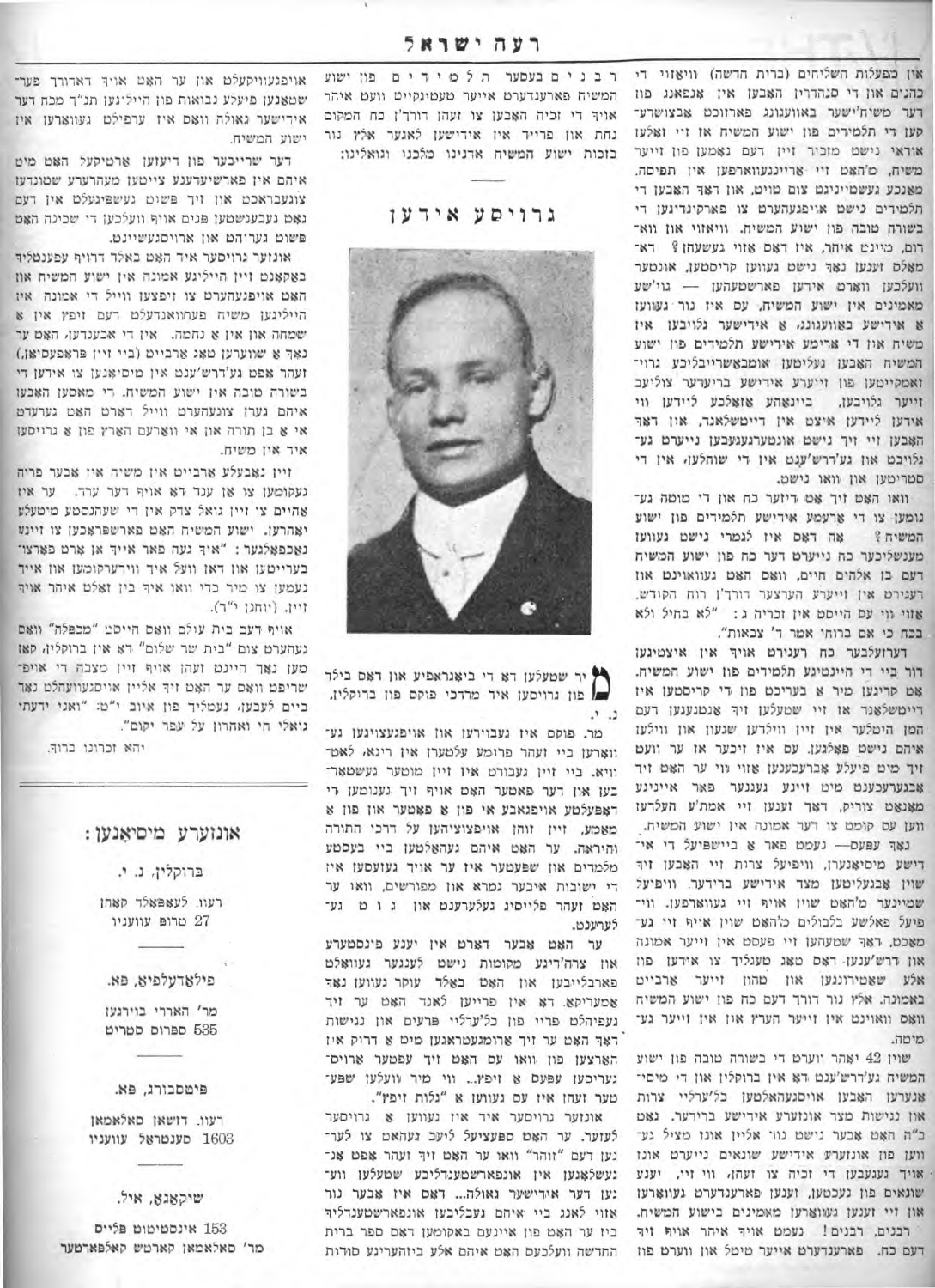אין כפעולת השליחים (ברית החדשה) וויאזוי די כהנים און די סנהדרין האבען אין אנפאנג פון דער משיח'ישער באוועגונג פארזוכט אבצושרעקען די תלמידים פון ישוע המשיח אז זיי זאלען אודאי נישט מזכיר זיין דעם נאמען פון זייער משיח, מ'האט זיי אריינגעווארפען אין תפיסה, מאנכע געשטייניגט צום טויט, און דאך האבען די תלמידים נישט אויפגעהערט צו פארקינדיגען די בשורה טובה פון ישוע המשיח. וויאזוי און וואָרום, מיינט איהר, איז דאס אזוי געשעהן? דאָמאלס זענען נאך נישט געווען קריסטען, אונטער וועלכען ווארט אידען פארשטעהען — גוי'שע מאמינים אין ישוע המשיח, עס איז נור געווען א אידישע באוועגונג, א אידישער גלויבען אין משיח און די ארימע אידישע תלמידים פון ישוע המשיח האבען געליטען אומבאשרייבליכע גרויזאמקייטען פון זייערע אידישע ברידער צוליעב זייער גלויבען, בייגאהע אזעלכע לידען ווי אידען ליידען איצט אין דייטשלאנד, און דאך האבען זיי זיך נישט אונטערגעגעבען נייערט געגלויבט און גע'דרש'ענט אין די שוהלען, אין די סטריטען און וואו נישט.

וואו האט זיך אט דיזער כח און די מוטה גענומען צו די ארעמע אידישע תלמידים פון ישוע המשיח? אה דאס איז לגמרי נישט געווען מענשליכער כח נייערט דער כח פון ישוע המשיח דעם בן אלהים חיים, וואס האט געוואוינט און רעגירט אין זייערע הערצער דורך'ן רוח הקודש. אזוי ווי עס הייסט אין זכריה ג: "לא בחיל ולא בכח כי אם ברוחי אמר ד' צבאות".

דערזעלבער כח רעגירט אויך אין איצטיגען דור ביי די היינטיגע תלמידים פון ישוע המשיח. אט קריגען מיר א בעריכט פון די קריסטען אין דייטשלאנד אז זיי שטעלען זיך אנטקעגענעם דעם המן היטלער אין זיין ווילדען שגעון און ווילען איהם נישט פאלגען. עס איז זיכער אז ער וועט זיך מיט פיעלע אבערעכענען אזוי ווי ער האט זיך אבגערעכענט מיט זיינע געגנער פאר איינגע מאנאט צוריק, דאך זענען זיי אמת'ע העלדען ווען קומט צו דער אמונה אין ישוע המשיח.

נאך עפעס — נעמט פאר א ביישפיעל די אידישע מיסיאנערן, וויפיעל צרות זיי האבען זיך שוין אבגעליטען מצד אידישע ברידער. וויפיעל שטיינער מ'האט שוין אויף זיי געווארפען. וויפיעל פאלשע בלבולים כ'האט שוין אויף זיי געמאכט, דאך שטעהען זיי פעסט אין זייער אמונה און דרש'ענען דאס טאג טעגליך צו אידען פון אלע שטאנדפונקטען און טהוען זייער ארבייט באמונה. אלץ נור דורך דעם כח פון ישוע המשיח וואס וואוינט אין זייער הערץ און אין זייער געמיטה.

שוין 42 יאהר ווערט די בשורה טובה פון ישוע המשיח גע'דרש'ענט דא אין ברוקלין און די מיסיאנערן האבען אויסגעהאלטען כל'ערליי צרות און נגישות מצד אונזערע אידישע ברידער. גאט ב"ה האט אבער נישט נור ניט אונז מציל געווען פון אונזערע אידישע שונאים נייערט אונז אויך געגעבען די זכיה צו זעהן, ווי זיי, יענע שונאים פון נעכטען, זענען פארענדערט געווארען און זיי זענען געווארען מאמינים בישוע המשיח.

רבנים, רבנים! נעמט אויך איהר אויף זיך דעם כח. פארענדערט אייער מיטל און ווערט פון רבנים בעסער תלמידים פון ישוע המשיח פארענדערט אייער טעטיגקייט וועט איהר אויך די זכיה האבען צו זעהן דורך'ן כח המקום נחת און פרייד אין אידישען לאגער אלץ נור בזכות ישוע המשיח אדנינו מלכנו וגואלינו.

## גרויסע אידען

מיר שטעלען דא די ביאגראפיע און דאס בילד פון גרויסען איד מרדכי פוקס פון ברוקלין, נ. י.

מר. פוקס איז געבוירען און אויפגעצויגען געווארען ביי זעהר פרומע עלטערן אין ריגא, לאטוויא. ביי זיין געבורט איז זיין מוטער געשטארבען און דער פאטער האט אויף זיך גענומען די דאפעלטע אויפגאבע אי פון א פאטער און פון א מאמע, זיין זוהן אויפצוציהען על דרכי התורה והיראה. ער האט איהם געהאלטען ביי בעסטע מלמדים און שפעטער איז ער אויך געזעסען אין די ישיבות איבער גמרא און מפורשים, וואו ער האט זעהר פלייסיג געלערענט און גוט געלערענט.

ער האט אבער דארט אין יענע פינסטערע און צרה'דיגע מקומות נישט לענגער געוואלט פארבלייבען און האט באלד עוקר געווען נאך אמעריקא. דא אין פרייען לאנד האט ער זיך געפיהלט פריי פון כל'ערליי פגעים און נגישות דאך האט ער זיך ארומגעטראגען מיט א דרוק אין הארצען פון וואו ער האט זיך עפטער ארויסגעריסען עפעס א זיפץ... ווי מיר וועלען שפעטער זעהן איז עס געווען א "גלות זיפץ".

אונזער גרויסער איד איז געווען א גרויסער לעזער. ער האט ספעציעל ליעב געהאט צו לערנען דעם "זוהר" וואו ער האט זיך זעהר אפט אנגעשטויסען אין אונפארשטענדליכע שטעלען וועגען דער אידישער גאולה... דאס איז אבער נור אזוי לאנג געבליבען איהם אונפארשטענדליך ביז ער האט אין איינעם באקומען דאס ספר ברית החדשה וועלכעס האט איהם אלע ביזהעריגע סודות אויפגעוויקעלט און ער האט אויך דאדורך פערשטאנען פיעלע נבואות פון הייליגען תנ"ך מכח דער אידישער גאולה וואס איז ערפילט געווארען אין ישוע המשיח.

דער שרייבער פון דיזען ארטיקעל האט מיט איהם אין פארשיעדענע צייטען מעהרערע שטונדען צוגעבראכט און זיך פשוט געשפייזט אין דעם גאט געבענשטען פנים און אויף וועלכען די שכינה האט פשוט גערוהט און ארויסגעשיינט.

אונזער גרויסער איד האט באלד דורך עפענטליך באקאנט זיין הייליגע אמונה אין ישוע המשיח און האט אויפגעהערט צו זיפצען ווייל די אמונה אין הייליגען משיח פערוואנדעלט דעם זיפץ אין א שמחה און אין א נחמה. אין די אבענדען, האט ער נאך א שווערען טאג ארבייט (ביי זיין פראפעסיאן,) זעהר אפט גע'דרש'ענט אין מיסיאנען צו אידען די בשורה טובה פון ישוע המשיח. די מאסען האבען איהם גערן צוגעהערט ווייל דארט האט גערעדט א בן תורה און א ווארעם הארץ פון א גרויסע איד אין משיח.

זיין נאבעלע ארבייט אין משיח איז אבער פריה געקומען צו אן ענד דא אויף דער ערד. ער איז אהיים צו זיין גואל צדק אין די שענסטע מיטעלע יאהרען. ישוע המשיח האט פארשפראכען צו זיינע נאכפאלגער: "איך געה פאר אייך אן ארט פארצובערייטען און דאן וועל איך ווידערקומען און אייך נעמען צו מיר כדי וואו איך בין זאלט איהר אויך זיין. (יוחנן י"ד)"

אויף דעם בית עולם וואס הייסט "מכפלה" וואס געהערט צום "בית שר שלום" דא אין ברוקלין, קאן מען נאך היינט זעהן אויף זיין מצבה די אויפשריפט וואס ער האט זיך אליין אויסגעוועהלט נאך ביים לעבען, גענומען פון איוב י"ט: "ואני ידעתי גואלי חי ואחרון על עפר יקום".

יהא זכרונו ברוך.

## אונזערע מיסיאנען:

ברוקלין, נ. י.
רעוו. לעאפאלד קאהן
27 טרופ עוועניו

פילאדעלפיא, פא.
מר' הארי בוירנעז
535 ספרוס סטריט

פיטסבורג, פא.
רעוו. דזשאן סאלאמאן
1603 סענטראל עוועניו

שיקאגא, איל.
153 אינסטיטוט פלייס
מר' סאלאמאן קארטש קאלפארטער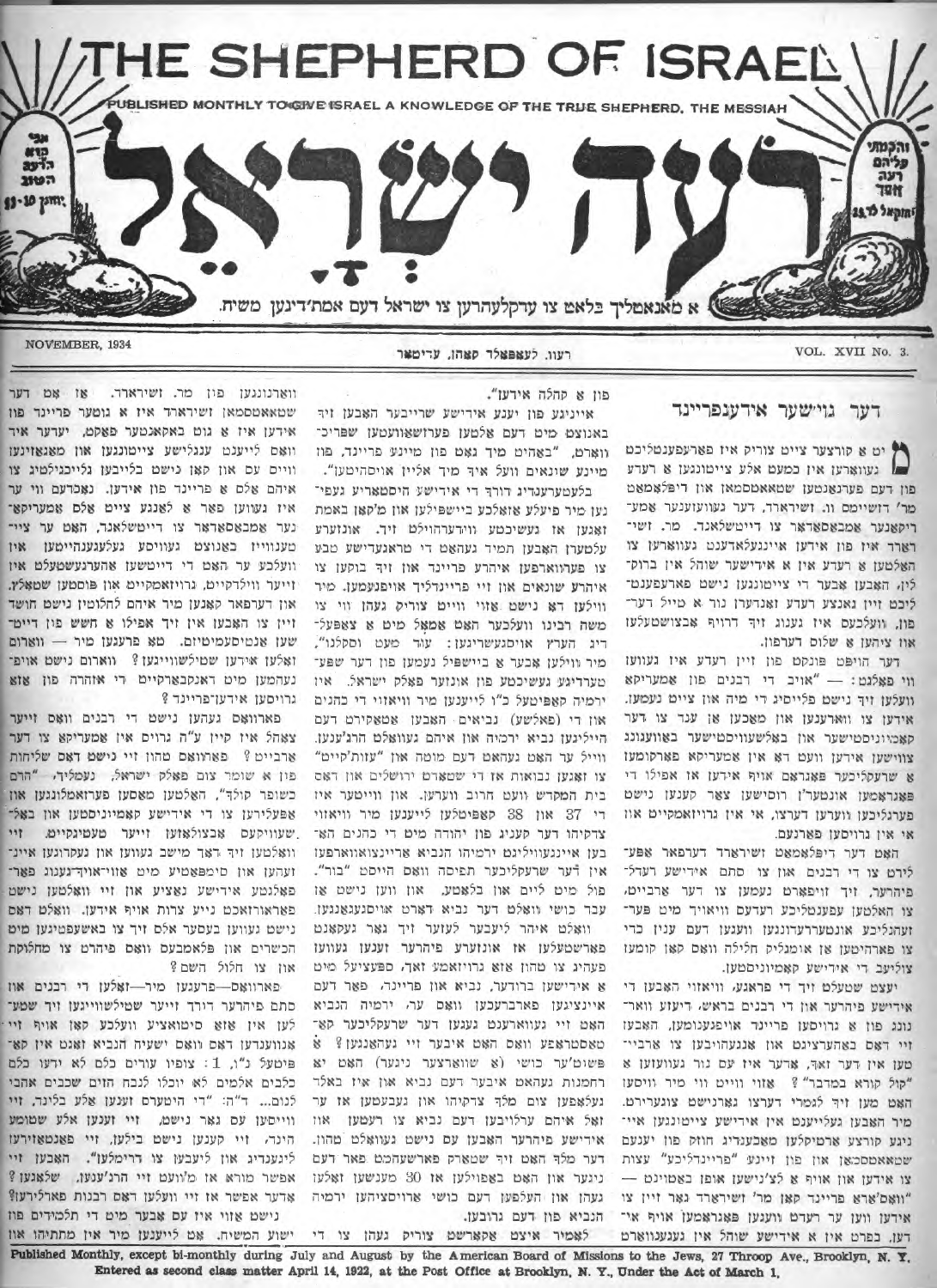# THE SHEPHERD OF ISRAEL

PUBLISHED MONTHLY TO GIVE ISRAEL A KNOWLEDGE OF THE TRUE SHEPHERD, THE MESSIAH

אני הרעה הטוב — יוחנן י׳ 11-10

והקמתי עליהם רעה אחד — יחזקאל ל״ד 23

# רעה ישראל

א מאנאטליך בלאט צו ערקלעהרען צו ישראל דעם אמת'דיגען משיח.

NOVEMBER, 1934 — רעוו. לעאפאלד קאהן, עדיטאר — VOL. XVII No. 3.

## דער גוי'ישער אידענפריינד

מיט א קורצער צייט צוריק איז פארעפענטליכט געווארען אין כמעט אלע צייטונגען א רעדע פון דעם בעריהמטען שטאאטסמאן און דיפלאמאט מר' דזשיימס וו. דזשעראר, דער געוועזענער אמע־ריקאנער אמבאסאדאר צו דייטשלאנד. מר. דזשע־ראר איז פון אידען איינגעלאדענט געווארען צו האלטען א רעדע אין א אידישער שוהל אין ברוק־לין, האבען אבער די צייטונגען נישט פארעפענט־ליכט זיין גאנצע רעדע זאנדערן נור א טייל דער־פון, וועלכעס איז גענוג זיך דרויף אבצושטעלען און ציהען א שלוס דערפון.

דער הויפט פונקט פון זיין רעדע איז געווע־זען פאלגט: — "אויב די רבנים פון אמעריקא וועלען זיך נישט פלייסיג די מיה און צייט נעמען, אידען צו ווארענען און מאכען אן ענד צו דער קאמוניסטישער און באלשעוויסטישער באוועגונג צווישען אידען וועט דא אין אמעריקא פארקומען א שרעקליכער פאגראם אויף אידען און אפילו די פאגראמען אונטער'ן רוסישען צאר קענען נישט פערגליכען ווערען דערצו, אי אין גרויזאמקייט און אי אין גרויסען פארנעם.

האט דער דיפלאמאט דזשעראר דערפאר אפעל־לירט צו די רבנים און צו סתם אידישע רעדל־פיהרער, זיך זייפארט נעמען צו דער ארבייט, צו האלטען עפענטליכע רעדעס וואויעל מיט פער־זעהנליכע אונטערהאנדלונגען וועגען דעם ענין כדי צו פארהיטען אן אומגליק חלילה וואס קאן קומען צוליעב די אידישע קאמיוניסטען.

יעצט שטעלט זיך די פראגע, וואויזוי האבען די אידישע פיהרער און די רבנים בראש, דיעזע ווא־רנונג פון א גרויסען פריינד אויפגענומען, האבען זיי דאס באהערציגט און אנגעהויבען צו ארביי־טען אין דער זאך, אדער איז עס נור געוועזען א "קול קורא במדבר"? אזוי וויט ווי מיר ווייסען האט מען זיך גאר נישט גערירט. מיר האבען געלייענט אין אידישע צייטונגען איי־ניגע קורצע ארטיקלען מאכענדיג חוזק פון יענעם שטאאטסמאן און פון זיינע "פריינדליכע" עצות צו אידען און אויף א לצ'נישען אופן באטונט — "וואס'ארא פריינד קאן מר' דזשעראר גאר זיין צו אידען ווען ער רעדט וועגען פאגראמען אויף אי־דען, בפרט אין א אידישע שוהל אין געגענווארט פון א קהלה אידען".

איינגע פון יענע אידישע שרייבער האבען זיך באנוצט מיט דעם אלטען פערדראשוועטען שפריכ־ווארט, "באהיט מיך גאט פון מיינע פריינד, פון מיינע שונאים וועל איך מיך אליין אויסהיטען".

בלעטערענדיג דורך די אידישע היסטאריע געפי־נען מיר פיעלע אזאלכע ביישפיעלען און מ'קאן באמת זאגען אז געשיכטע ווידערהוילט זיך. אונזערע עלטערן האבען תמיד געהאט די מראנעדישע טבע צו פערווארפען איהרע פריינד און זיך בוקען צו איהרע שונאים און זיי פריינדליך אויפנעמען. מיר ווילען דא נישט אזוי וויט צוריק געהן ווי צו משה רבינו וועלכער האט אמאל מיט א צאפעל־דיג הערץ אויסגעשריגען: עוד מעט וסקלוני", מיר ווילען אבער א ביישפיל נעמען פון דער שפע־טערדיגע געשיכטע פון אונזער פאלק ישראל. אין ירמיה קאפיטעל כ"ו לייענען מיר וויאזוי די כהנים און די (פאלשע) נביאים האבען אטאקירט דעם היילגען נביא ירמיה און איהם געוואלט הרג'ענען. ווייל ער האט געהאט דעם מוטה און "עזות'קייט" צו זאגען נבואות אז די שטאדט ירושלים און דאס בית המקדש וועט חרוב ווערען. און ווייטער אין די 37 און 38 קאפיטלען לייענען מיר וויאזוי צדקיהו דער קעניג פון יהודה מיט די כהנים הא־בען איינגעווילינגט ירמיהו הנביא ארייצואווארפען אין דער שרעקליכער תפיסה וואס הייסט "בור". פול מיט ליים און בלאטע. און ווען נישט אן עבד כושי וואלט דער נביא דארט אויסגעגאנגען.

וואלט איהר ליעבער לעזער זיך גאר געקאנט פארשטעלען אז אונזערע פיהרער זענען געווען פעהיג צו טהון אזא גרויזאמע זאך, ספעציעל מיט א אידישען ברודער, נביא און פריינד, פאר דעם איינציגער פארברעכען וואס ער, ירמיה הנביא האט זיי געווארנט געגען דער שרעקליכער קא־טאסטראפע וואס האט איבער זיי געהאנגען? א פשוט'ער כושי (א שווארצער ניגער) האט זיך רחמנות געהאט איבער דעם נביא און איז באלד געלאפען צום מלך צדקיהו און געבעטען אז ער זאל איהם ערלויבען דעם נביא צו רעטען און אידישע פיהרער האבען עס נישט געוואלט טהון. דער מלך האט זיך שטארק פארשעהמט פאר דעם ניגער און האט באפוילען צו 30 מענשען זאלען געהן און העלפען דעם כושי ארויסציהען ירמיה הנביא פון דעם גרובען.

לאמיר איצט אקארשט צוריק געהן צו די ווארנונגען פון מר. דזשעראר. אז אם דער שטאאטסמאן דזשעראר איז א גוטער פריינד פון אידען איז א גוט באקאנטער פאקט, יעדער איד וואס לייענט ענגלישע צייטונגען און מאגאזינען ווייס עס און קאן נישט בלייבען גלייכגילטיג צו איהם אלס א פריינד פון אידען. נאכדעם ווי ער איז געווען פאר א לאנגע צייט אלס אמעריקא־נער אמבאסאדאר צו דייטשלאנד, האט ער צוי־טענווייז באנוצט געוויסע געלעגענהייטען און וועלכע ער האט די דייטשען אהערגעשטעלט אין זייער ווילדקייט, גרויזאמקייט און פוסטען שטאלץ. און דערפאר קאן קיינער מיר איהם לחלוטין נישט חושד זיין צו האבען אין זיך אפילו א חשש פון דייט־שע אנטיסעמיטיזם. טא פרעגען מיר — ווארום זאלען אידען שטילשווייגען? ווארום נישט אויפ־נעהמען מיט דאנקבארקייט די אזהרה פון אזא גרויסען אידען־פריינד?

פארוואס געהען נישט די רבנים וואס זייער צאהל איז קיין ע"ה גרויס אין אמעריקא צו דער ארבייט? פארוואס טהון זיי נישט דאס שליחות פון א שומר צום פאלק ישראל, נעמליך— "הרם כשופר קולך", האלטען מאסען פערזאמלונגען און אפעלירען צו די אידישע קאמיוניסטען און באל־שעוויקעס אבצולאזען זייער טעטיגקייט. זיי וואלטען זיך דאך מיושב געווען און געקרוגען איינ־זעהען און סימפאטיע מיט אזוי־אויך־ניגונג פער־פאלגטע אידישע נאציע און זיי וואלטען נישט פערורזאכט נייע צרות אויף אידען. וואלט דאס נישט געווען בעסער אלס זיך צו באשעפטיגען מיט הכשרים און פלאמבעס וואס פיהרט צו מחלוקת און צו חלול השם?

פארוואס—פרעגען מיר—זאלען די רבנים סתם פיהרער דורך זייער שטילשווייגען זיך שטע־לען אין אזא סיטואציע וועלכע קאן אויף זיי אנווענדען דאס וואס ישעיה הנביא זאגט אין קא־פיטעל נ"ו, 10: צופיו עורים כלם לא ידעו כלם כלבים אלמים לא יוכלו לנבח הזים שכבים אהבי לנום... ד"ה: "די היטערס זענען אלע בלינד, זיי ווייסען עס גאר נישט, זיי זענען אלע שטומע הינד, זיי קענען נישט בילען, זיי פאנטאזירען ליגענדיג און ליעבען צו דרימלען". האבען זיי אפשר מורא אז מ'וועט זיי הרג'ענען, שלאגען? אדער אפשר ווען זיי וועלען דאס רבנות פארלירען?

נישט אזוי איז עס אבער מיט די תלמידים פון ישוע המשיח. אט לייענען מיר אין מתתיהו און

Published Monthly, except bi-monthly during July and August by the American Board of Missions to the Jews, 27 Throop Ave., Brooklyn, N. Y. Entered as second class matter April 14, 1922, at the Post Office at Brooklyn, N. Y., Under the Act of March 1,